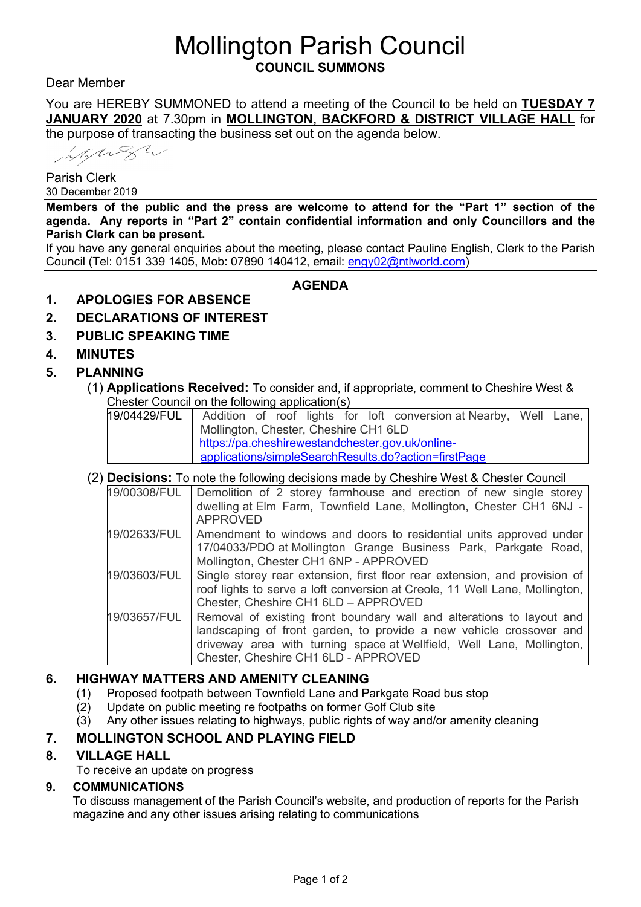# Mollington Parish Council

**COUNCIL SUMMONS**

Dear Member

You are HEREBY SUMMONED to attend a meeting of the Council to be held on **TUESDAY 7 JANUARY 2020** at 7.30pm in **MOLLINGTON, BACKFORD & DISTRICT VILLAGE HALL** for the purpose of transacting the business set out on the agenda below.

Parish Clerk
30 December 2019

**Members of the public and the press are welcome to attend for the "Part 1" section of the agenda. Any reports in "Part 2" contain confidential information and only Councillors and the Parish Clerk can be present.**

If you have any general enquiries about the meeting, please contact Pauline English, Clerk to the Parish Council (Tel: 0151 339 1405, Mob: 07890 140412, email: engy02@ntlworld.com)

## AGENDA

1. **APOLOGIES FOR ABSENCE**
2. **DECLARATIONS OF INTEREST**
3. **PUBLIC SPEAKING TIME**
4. **MINUTES**
5. **PLANNING**

(1) **Applications Received:** To consider and, if appropriate, comment to Cheshire West & Chester Council on the following application(s)

| 19/04429/FUL | Addition of roof lights for loft conversion at Nearby, Well Lane, Mollington, Chester, Cheshire CH1 6LD https://pa.cheshirewestandchester.gov.uk/online-applications/simpleSearchResults.do?action=firstPage |
|---|---|

(2) **Decisions:** To note the following decisions made by Cheshire West & Chester Council

| 19/00308/FUL | Demolition of 2 storey farmhouse and erection of new single storey dwelling at Elm Farm, Townfield Lane, Mollington, Chester CH1 6NJ - APPROVED |
|---|---|
| 19/02633/FUL | Amendment to windows and doors to residential units approved under 17/04033/PDO at Mollington Grange Business Park, Parkgate Road, Mollington, Chester CH1 6NP - APPROVED |
| 19/03603/FUL | Single storey rear extension, first floor rear extension, and provision of roof lights to serve a loft conversion at Creole, 11 Well Lane, Mollington, Chester, Cheshire CH1 6LD – APPROVED |
| 19/03657/FUL | Removal of existing front boundary wall and alterations to layout and landscaping of front garden, to provide a new vehicle crossover and driveway area with turning space at Wellfield, Well Lane, Mollington, Chester, Cheshire CH1 6LD - APPROVED |

6. **HIGHWAY MATTERS AND AMENITY CLEANING**
   (1) Proposed footpath between Townfield Lane and Parkgate Road bus stop
   (2) Update on public meeting re footpaths on former Golf Club site
   (3) Any other issues relating to highways, public rights of way and/or amenity cleaning
7. **MOLLINGTON SCHOOL AND PLAYING FIELD**
8. **VILLAGE HALL**
   To receive an update on progress
9. **COMMUNICATIONS**
   To discuss management of the Parish Council's website, and production of reports for the Parish magazine and any other issues arising relating to communications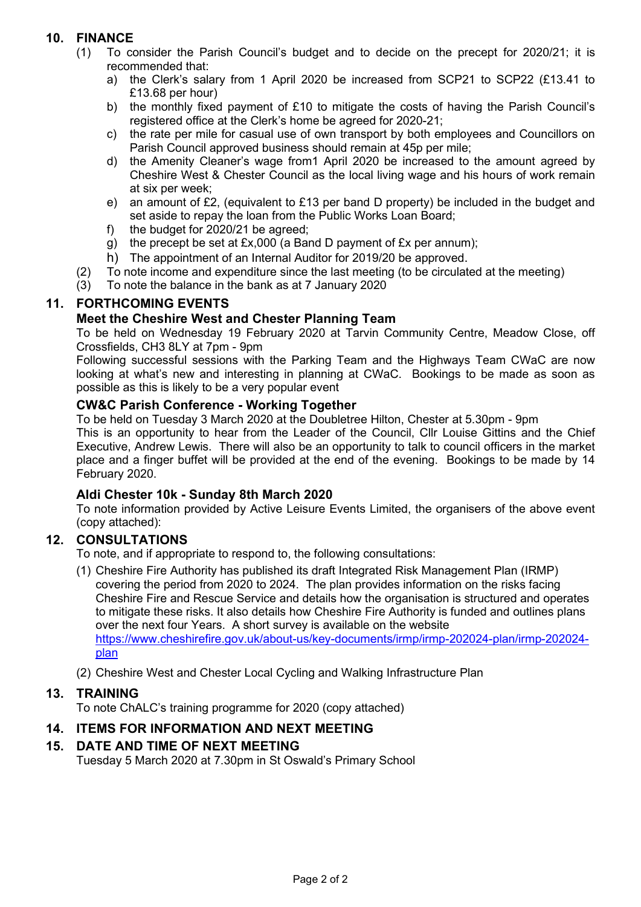## 10. FINANCE

(1) To consider the Parish Council's budget and to decide on the precept for 2020/21; it is recommended that:

a) the Clerk's salary from 1 April 2020 be increased from SCP21 to SCP22 (£13.41 to £13.68 per hour)

b) the monthly fixed payment of £10 to mitigate the costs of having the Parish Council's registered office at the Clerk's home be agreed for 2020-21;

c) the rate per mile for casual use of own transport by both employees and Councillors on Parish Council approved business should remain at 45p per mile;

d) the Amenity Cleaner's wage from1 April 2020 be increased to the amount agreed by Cheshire West & Chester Council as the local living wage and his hours of work remain at six per week;

e) an amount of £2, (equivalent to £13 per band D property) be included in the budget and set aside to repay the loan from the Public Works Loan Board;

f) the budget for 2020/21 be agreed;

g) the precept be set at £x,000 (a Band D payment of £x per annum);

h) The appointment of an Internal Auditor for 2019/20 be approved.

(2) To note income and expenditure since the last meeting (to be circulated at the meeting)

(3) To note the balance in the bank as at 7 January 2020

## 11. FORTHCOMING EVENTS

### Meet the Cheshire West and Chester Planning Team

To be held on Wednesday 19 February 2020 at Tarvin Community Centre, Meadow Close, off Crossfields, CH3 8LY at 7pm - 9pm

Following successful sessions with the Parking Team and the Highways Team CWaC are now looking at what's new and interesting in planning at CWaC. Bookings to be made as soon as possible as this is likely to be a very popular event

### CW&C Parish Conference - Working Together

To be held on Tuesday 3 March 2020 at the Doubletree Hilton, Chester at 5.30pm - 9pm

This is an opportunity to hear from the Leader of the Council, Cllr Louise Gittins and the Chief Executive, Andrew Lewis. There will also be an opportunity to talk to council officers in the market place and a finger buffet will be provided at the end of the evening. Bookings to be made by 14 February 2020.

### Aldi Chester 10k - Sunday 8th March 2020

To note information provided by Active Leisure Events Limited, the organisers of the above event (copy attached):

## 12. CONSULTATIONS

To note, and if appropriate to respond to, the following consultations:

(1) Cheshire Fire Authority has published its draft Integrated Risk Management Plan (IRMP) covering the period from 2020 to 2024. The plan provides information on the risks facing Cheshire Fire and Rescue Service and details how the organisation is structured and operates to mitigate these risks. It also details how Cheshire Fire Authority is funded and outlines plans over the next four Years. A short survey is available on the website https://www.cheshirefire.gov.uk/about-us/key-documents/irmp/irmp-202024-plan/irmp-202024-plan

(2) Cheshire West and Chester Local Cycling and Walking Infrastructure Plan

## 13. TRAINING

To note ChALC's training programme for 2020 (copy attached)

## 14. ITEMS FOR INFORMATION AND NEXT MEETING

## 15. DATE AND TIME OF NEXT MEETING

Tuesday 5 March 2020 at 7.30pm in St Oswald's Primary School